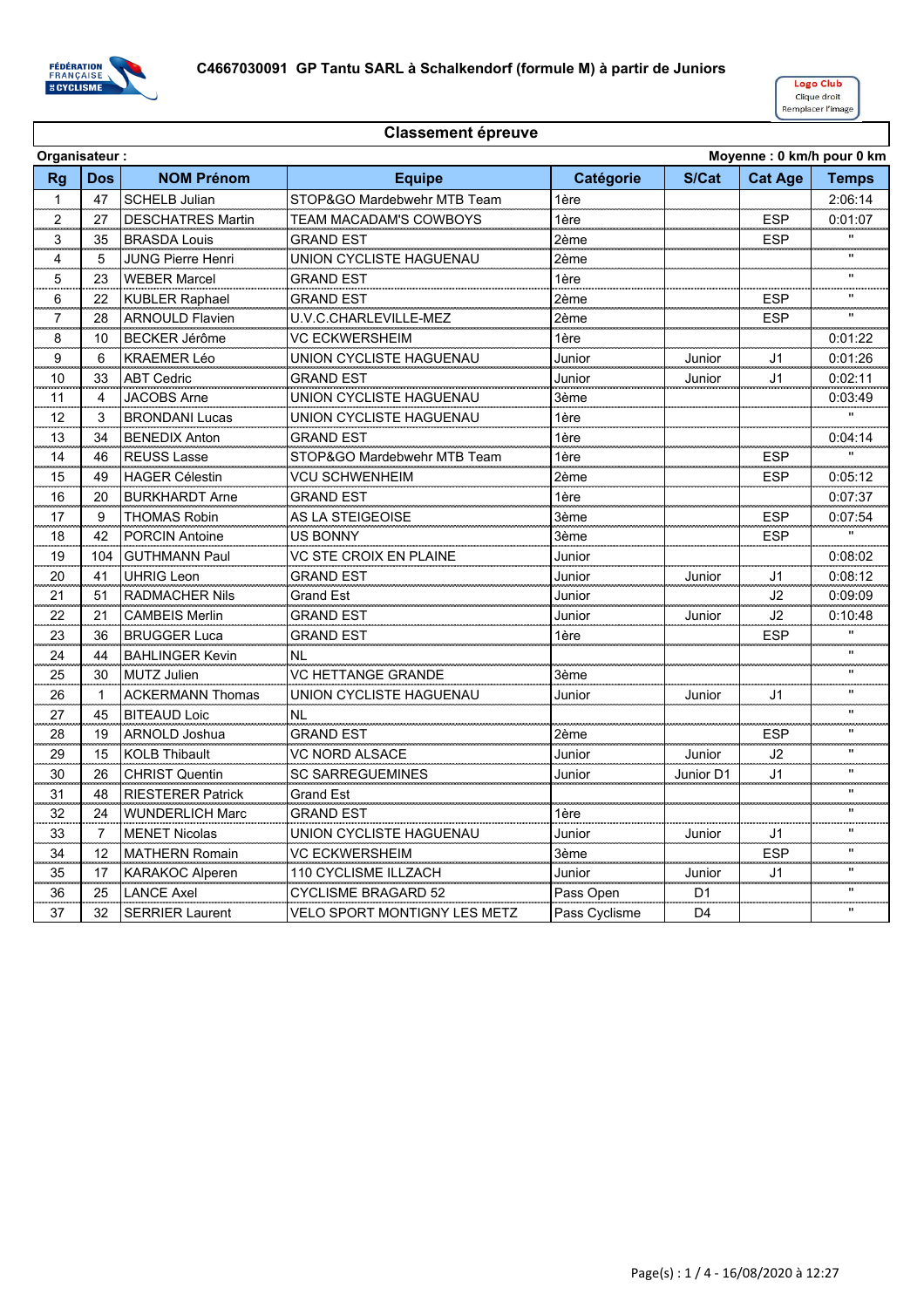**C4667030091 GP Tantu SARL à Schalkendorf (formule M) à partir de Juniors**

Logo Club
Clique droit
Remplacer l'image

## Classement épreuve

**Organisateur :** **Moyenne : 0 km/h pour 0 km**

| Rg | Dos | NOM Prénom | Equipe | Catégorie | S/Cat | Cat Age | Temps |
|---|---|---|---|---|---|---|---|
| 1 | 47 | SCHELB Julian | STOP&GO Mardebwehr MTB Team | 1ère | | | 2:06:14 |
| 2 | 27 | DESCHATRES Martin | TEAM MACADAM'S COWBOYS | 1ère | | ESP | 0:01:07 |
| 3 | 35 | BRASDA Louis | GRAND EST | 2ème | | ESP | " |
| 4 | 5 | JUNG Pierre Henri | UNION CYCLISTE HAGUENAU | 2ème | | | " |
| 5 | 23 | WEBER Marcel | GRAND EST | 1ère | | | " |
| 6 | 22 | KUBLER Raphael | GRAND EST | 2ème | | ESP | " |
| 7 | 28 | ARNOULD Flavien | U.V.C.CHARLEVILLE-MEZ | 2ème | | ESP | " |
| 8 | 10 | BECKER Jérôme | VC ECKWERSHEIM | 1ère | | | 0:01:22 |
| 9 | 6 | KRAEMER Léo | UNION CYCLISTE HAGUENAU | Junior | Junior | J1 | 0:01:26 |
| 10 | 33 | ABT Cedric | GRAND EST | Junior | Junior | J1 | 0:02:11 |
| 11 | 4 | JACOBS Arne | UNION CYCLISTE HAGUENAU | 3ème | | | 0:03:49 |
| 12 | 3 | BRONDANI Lucas | UNION CYCLISTE HAGUENAU | 1ère | | | " |
| 13 | 34 | BENEDIX Anton | GRAND EST | 1ère | | | 0:04:14 |
| 14 | 46 | REUSS Lasse | STOP&GO Mardebwehr MTB Team | 1ère | | ESP | " |
| 15 | 49 | HAGER Célestin | VCU SCHWENHEIM | 2ème | | ESP | 0:05:12 |
| 16 | 20 | BURKHARDT Arne | GRAND EST | 1ère | | | 0:07:37 |
| 17 | 9 | THOMAS Robin | AS LA STEIGEOISE | 3ème | | ESP | 0:07:54 |
| 18 | 42 | PORCIN Antoine | US BONNY | 3ème | | ESP | " |
| 19 | 104 | GUTHMANN Paul | VC STE CROIX EN PLAINE | Junior | | | 0:08:02 |
| 20 | 41 | UHRIG Leon | GRAND EST | Junior | Junior | J1 | 0:08:12 |
| 21 | 51 | RADMACHER Nils | Grand Est | Junior | | J2 | 0:09:09 |
| 22 | 21 | CAMBEIS Merlin | GRAND EST | Junior | Junior | J2 | 0:10:48 |
| 23 | 36 | BRUGGER Luca | GRAND EST | 1ère | | ESP | " |
| 24 | 44 | BAHLINGER Kevin | NL | | | | " |
| 25 | 30 | MUTZ Julien | VC HETTANGE GRANDE | 3ème | | | " |
| 26 | 1 | ACKERMANN Thomas | UNION CYCLISTE HAGUENAU | Junior | Junior | J1 | " |
| 27 | 45 | BITEAUD Loic | NL | | | | " |
| 28 | 19 | ARNOLD Joshua | GRAND EST | 2ème | | ESP | " |
| 29 | 15 | KOLB Thibault | VC NORD ALSACE | Junior | Junior | J2 | " |
| 30 | 26 | CHRIST Quentin | SC SARREGUEMINES | Junior | Junior D1 | J1 | " |
| 31 | 48 | RIESTERER Patrick | Grand Est | | | | " |
| 32 | 24 | WUNDERLICH Marc | GRAND EST | 1ère | | | " |
| 33 | 7 | MENET Nicolas | UNION CYCLISTE HAGUENAU | Junior | Junior | J1 | " |
| 34 | 12 | MATHERN Romain | VC ECKWERSHEIM | 3ème | | ESP | " |
| 35 | 17 | KARAKOC Alperen | 110 CYCLISME ILLZACH | Junior | Junior | J1 | " |
| 36 | 25 | LANCE Axel | CYCLISME BRAGARD 52 | Pass Open | D1 | | " |
| 37 | 32 | SERRIER Laurent | VELO SPORT MONTIGNY LES METZ | Pass Cyclisme | D4 | | " |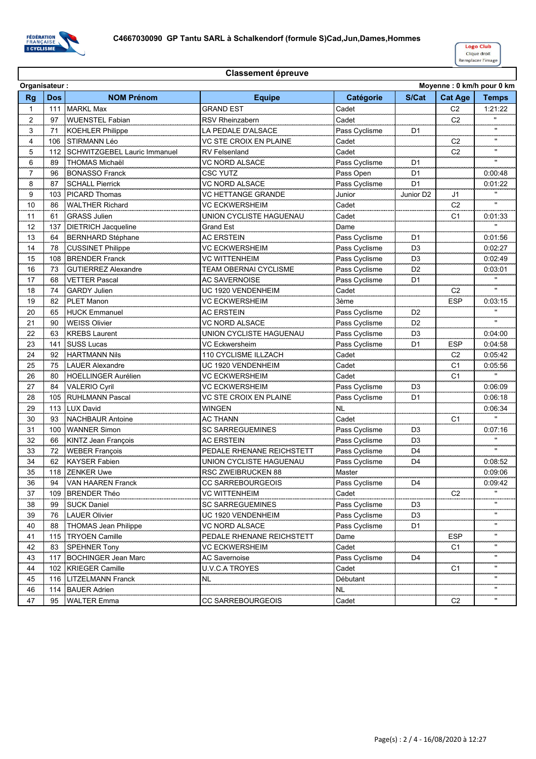**C4667030090 GP Tantu SARL à Schalkendorf (formule S)Cad,Jun,Dames,Hommes**

Logo Club
Clique droit
Remplacer l'image

## Classement épreuve

**Organisateur :** **Moyenne : 0 km/h pour 0 km**

| Rg | Dos | NOM Prénom | Equipe | Catégorie | S/Cat | Cat Age | Temps |
|---|---|---|---|---|---|---|---|
| 1 | 111 | MARKL Max | GRAND EST | Cadet | | C2 | 1:21:22 |
| 2 | 97 | WUENSTEL Fabian | RSV Rheinzabern | Cadet | | C2 | " |
| 3 | 71 | KOEHLER Philippe | LA PEDALE D'ALSACE | Pass Cyclisme | D1 | | " |
| 4 | 106 | STIRMANN Léo | VC STE CROIX EN PLAINE | Cadet | | C2 | " |
| 5 | 112 | SCHWITZGEBEL Lauric Immanuel | RV Felsenland | Cadet | | C2 | " |
| 6 | 89 | THOMAS Michaël | VC NORD ALSACE | Pass Cyclisme | D1 | | " |
| 7 | 96 | BONASSO Franck | CSC YUTZ | Pass Open | D1 | | 0:00:48 |
| 8 | 87 | SCHALL Pierrick | VC NORD ALSACE | Pass Cyclisme | D1 | | 0:01:22 |
| 9 | 103 | PICARD Thomas | VC HETTANGE GRANDE | Junior | Junior D2 | J1 | " |
| 10 | 86 | WALTHER Richard | VC ECKWERSHEIM | Cadet | | C2 | " |
| 11 | 61 | GRASS Julien | UNION CYCLISTE HAGUENAU | Cadet | | C1 | 0:01:33 |
| 12 | 137 | DIETRICH Jacqueline | Grand Est | Dame | | | " |
| 13 | 64 | BERNHARD Stéphane | AC ERSTEIN | Pass Cyclisme | D1 | | 0:01:56 |
| 14 | 78 | CUSSINET Philippe | VC ECKWERSHEIM | Pass Cyclisme | D3 | | 0:02:27 |
| 15 | 108 | BRENDER Franck | VC WITTENHEIM | Pass Cyclisme | D3 | | 0:02:49 |
| 16 | 73 | GUTIERREZ Alexandre | TEAM OBERNAI CYCLISME | Pass Cyclisme | D2 | | 0:03:01 |
| 17 | 68 | VETTER Pascal | AC SAVERNOISE | Pass Cyclisme | D1 | | " |
| 18 | 74 | GARDY Julien | UC 1920 VENDENHEIM | Cadet | | C2 | " |
| 19 | 82 | PLET Manon | VC ECKWERSHEIM | 3ème | | ESP | 0:03:15 |
| 20 | 65 | HUCK Emmanuel | AC ERSTEIN | Pass Cyclisme | D2 | | " |
| 21 | 90 | WEISS Olivier | VC NORD ALSACE | Pass Cyclisme | D2 | | " |
| 22 | 63 | KREBS Laurent | UNION CYCLISTE HAGUENAU | Pass Cyclisme | D3 | | 0:04:00 |
| 23 | 141 | SUSS Lucas | VC Eckwersheim | Pass Cyclisme | D1 | ESP | 0:04:58 |
| 24 | 92 | HARTMANN Nils | 110 CYCLISME ILLZACH | Cadet | | C2 | 0:05:42 |
| 25 | 75 | LAUER Alexandre | UC 1920 VENDENHEIM | Cadet | | C1 | 0:05:56 |
| 26 | 80 | HOELLINGER Aurélien | VC ECKWERSHEIM | Cadet | | C1 | " |
| 27 | 84 | VALERIO Cyril | VC ECKWERSHEIM | Pass Cyclisme | D3 | | 0:06:09 |
| 28 | 105 | RUHLMANN Pascal | VC STE CROIX EN PLAINE | Pass Cyclisme | D1 | | 0:06:18 |
| 29 | 113 | LUX David | WINGEN | NL | | | 0:06:34 |
| 30 | 93 | NACHBAUR Antoine | AC THANN | Cadet | | C1 | " |
| 31 | 100 | WANNER Simon | SC SARREGUEMINES | Pass Cyclisme | D3 | | 0:07:16 |
| 32 | 66 | KINTZ Jean François | AC ERSTEIN | Pass Cyclisme | D3 | | " |
| 33 | 72 | WEBER François | PEDALE RHENANE REICHSTETT | Pass Cyclisme | D4 | | " |
| 34 | 62 | KAYSER Fabien | UNION CYCLISTE HAGUENAU | Pass Cyclisme | D4 | | 0:08:52 |
| 35 | 118 | ZENKER Uwe | RSC ZWEIBRUCKEN 88 | Master | | | 0:09:06 |
| 36 | 94 | VAN HAAREN Franck | CC SARREBOURGEOIS | Pass Cyclisme | D4 | | 0:09:42 |
| 37 | 109 | BRENDER Théo | VC WITTENHEIM | Cadet | | C2 | " |
| 38 | 99 | SUCK Daniel | SC SARREGUEMINES | Pass Cyclisme | D3 | | " |
| 39 | 76 | LAUER Olivier | UC 1920 VENDENHEIM | Pass Cyclisme | D3 | | " |
| 40 | 88 | THOMAS Jean Philippe | VC NORD ALSACE | Pass Cyclisme | D1 | | " |
| 41 | 115 | TRYOEN Camille | PEDALE RHENANE REICHSTETT | Dame | | ESP | " |
| 42 | 83 | SPEHNER Tony | VC ECKWERSHEIM | Cadet | | C1 | " |
| 43 | 117 | BOCHINGER Jean Marc | AC Savernoise | Pass Cyclisme | D4 | | " |
| 44 | 102 | KRIEGER Camille | U.V.C.A TROYES | Cadet | | C1 | " |
| 45 | 116 | LITZELMANN Franck | NL | Débutant | | | " |
| 46 | 114 | BAUER Adrien | | NL | | | " |
| 47 | 95 | WALTER Emma | CC SARREBOURGEOIS | Cadet | | C2 | " |

Page(s) : 2 / 4 - 16/08/2020 à 12:27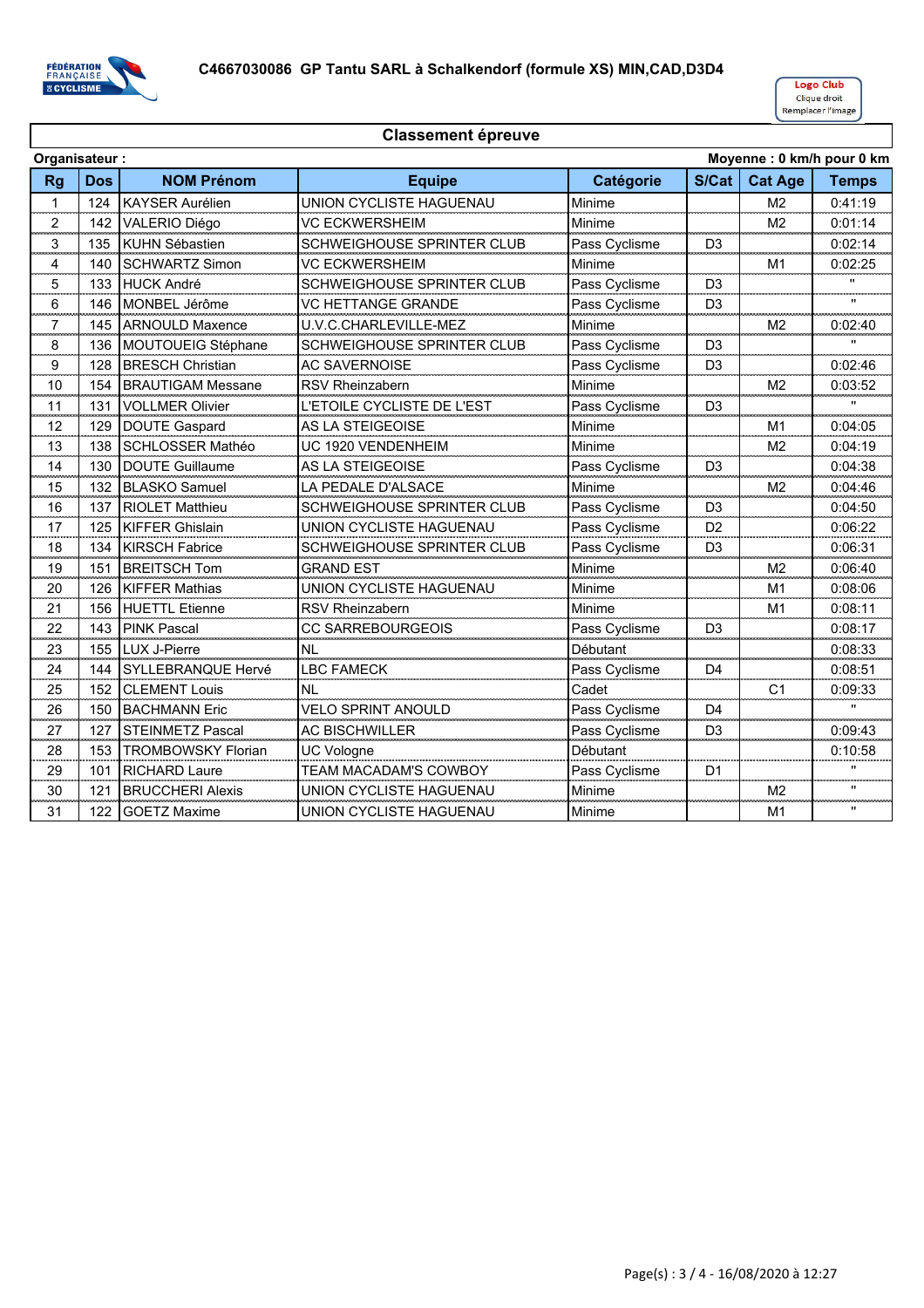# C4667030086 GP Tantu SARL à Schalkendorf (formule XS) MIN,CAD,D3D4

Logo Club
Clique droit
Remplacer l'image

## Classement épreuve

**Organisateur :** **Moyenne : 0 km/h pour 0 km**

| Rg | Dos | NOM Prénom | Equipe | Catégorie | S/Cat | Cat Age | Temps |
|---|---|---|---|---|---|---|---|
| 1 | 124 | KAYSER Aurélien | UNION CYCLISTE HAGUENAU | Minime | | M2 | 0:41:19 |
| 2 | 142 | VALERIO Diégo | VC ECKWERSHEIM | Minime | | M2 | 0:01:14 |
| 3 | 135 | KUHN Sébastien | SCHWEIGHOUSE SPRINTER CLUB | Pass Cyclisme | D3 | | 0:02:14 |
| 4 | 140 | SCHWARTZ Simon | VC ECKWERSHEIM | Minime | | M1 | 0:02:25 |
| 5 | 133 | HUCK André | SCHWEIGHOUSE SPRINTER CLUB | Pass Cyclisme | D3 | | " |
| 6 | 146 | MONBEL Jérôme | VC HETTANGE GRANDE | Pass Cyclisme | D3 | | " |
| 7 | 145 | ARNOULD Maxence | U.V.C.CHARLEVILLE-MEZ | Minime | | M2 | 0:02:40 |
| 8 | 136 | MOUTOUEIG Stéphane | SCHWEIGHOUSE SPRINTER CLUB | Pass Cyclisme | D3 | | " |
| 9 | 128 | BRESCH Christian | AC SAVERNOISE | Pass Cyclisme | D3 | | 0:02:46 |
| 10 | 154 | BRAUTIGAM Messane | RSV Rheinzabern | Minime | | M2 | 0:03:52 |
| 11 | 131 | VOLLMER Olivier | L'ETOILE CYCLISTE DE L'EST | Pass Cyclisme | D3 | | " |
| 12 | 129 | DOUTE Gaspard | AS LA STEIGEOISE | Minime | | M1 | 0:04:05 |
| 13 | 138 | SCHLOSSER Mathéo | UC 1920 VENDENHEIM | Minime | | M2 | 0:04:19 |
| 14 | 130 | DOUTE Guillaume | AS LA STEIGEOISE | Pass Cyclisme | D3 | | 0:04:38 |
| 15 | 132 | BLASKO Samuel | LA PEDALE D'ALSACE | Minime | | M2 | 0:04:46 |
| 16 | 137 | RIOLET Matthieu | SCHWEIGHOUSE SPRINTER CLUB | Pass Cyclisme | D3 | | 0:04:50 |
| 17 | 125 | KIFFER Ghislain | UNION CYCLISTE HAGUENAU | Pass Cyclisme | D2 | | 0:06:22 |
| 18 | 134 | KIRSCH Fabrice | SCHWEIGHOUSE SPRINTER CLUB | Pass Cyclisme | D3 | | 0:06:31 |
| 19 | 151 | BREITSCH Tom | GRAND EST | Minime | | M2 | 0:06:40 |
| 20 | 126 | KIFFER Mathias | UNION CYCLISTE HAGUENAU | Minime | | M1 | 0:08:06 |
| 21 | 156 | HUETTL Etienne | RSV Rheinzabern | Minime | | M1 | 0:08:11 |
| 22 | 143 | PINK Pascal | CC SARREBOURGEOIS | Pass Cyclisme | D3 | | 0:08:17 |
| 23 | 155 | LUX J-Pierre | NL | Débutant | | | 0:08:33 |
| 24 | 144 | SYLLEBRANQUE Hervé | LBC FAMECK | Pass Cyclisme | D4 | | 0:08:51 |
| 25 | 152 | CLEMENT Louis | NL | Cadet | | C1 | 0:09:33 |
| 26 | 150 | BACHMANN Eric | VELO SPRINT ANOULD | Pass Cyclisme | D4 | | " |
| 27 | 127 | STEINMETZ Pascal | AC BISCHWILLER | Pass Cyclisme | D3 | | 0:09:43 |
| 28 | 153 | TROMBOWSKY Florian | UC Vologne | Débutant | | | 0:10:58 |
| 29 | 101 | RICHARD Laure | TEAM MACADAM'S COWBOY | Pass Cyclisme | D1 | | " |
| 30 | 121 | BRUCCHERI Alexis | UNION CYCLISTE HAGUENAU | Minime | | M2 | " |
| 31 | 122 | GOETZ Maxime | UNION CYCLISTE HAGUENAU | Minime | | M1 | " |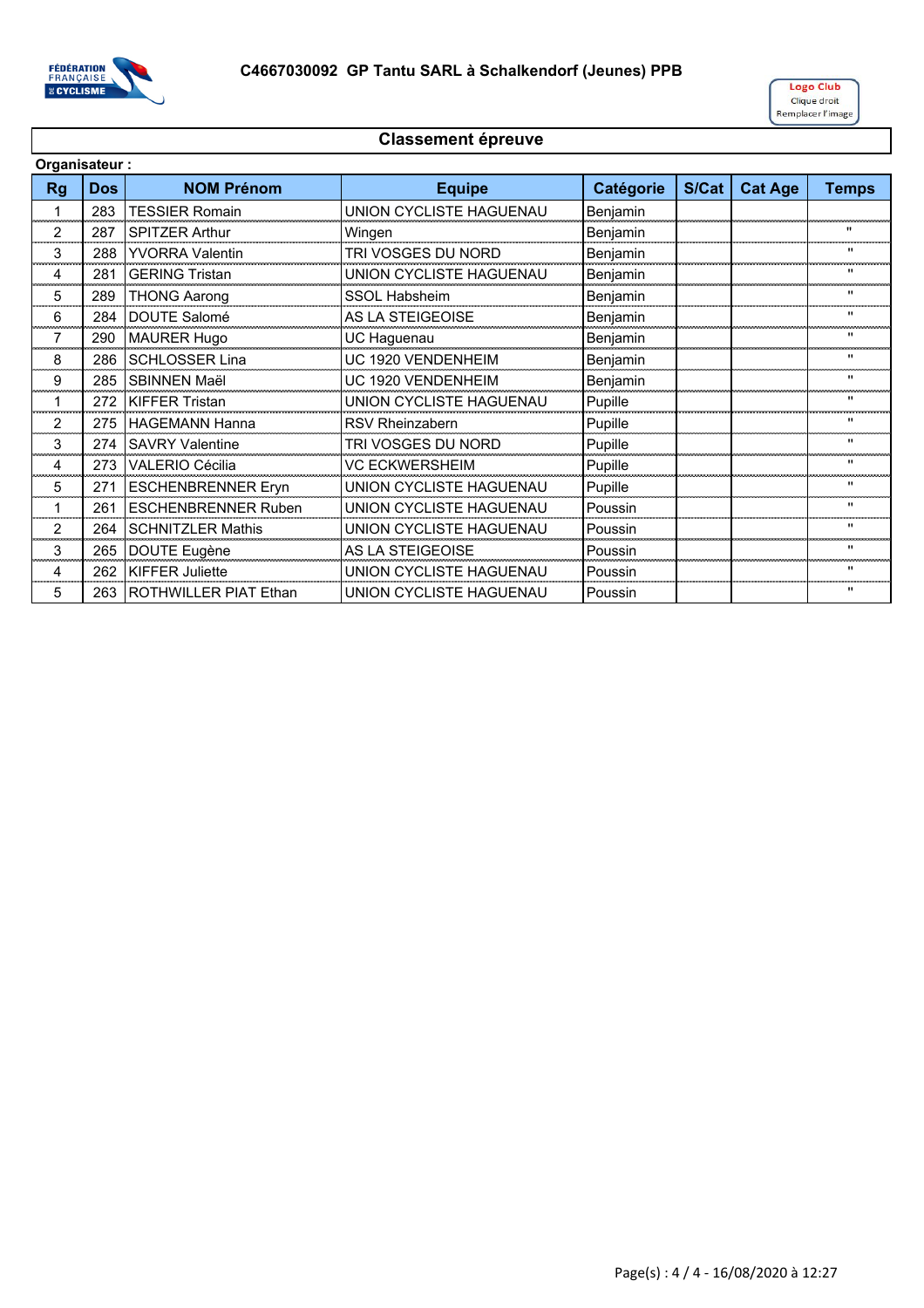**C4667030092 GP Tantu SARL à Schalkendorf (Jeunes) PPB**

Logo Club
Clique droit
Remplacer l'image

## Classement épreuve

**Organisateur :**

| Rg | Dos | NOM Prénom | Equipe | Catégorie | S/Cat | Cat Age | Temps |
|---|---|---|---|---|---|---|---|
| 1 | 283 | TESSIER Romain | UNION CYCLISTE HAGUENAU | Benjamin | | | |
| 2 | 287 | SPITZER Arthur | Wingen | Benjamin | | | " |
| 3 | 288 | YVORRA Valentin | TRI VOSGES DU NORD | Benjamin | | | " |
| 4 | 281 | GERING Tristan | UNION CYCLISTE HAGUENAU | Benjamin | | | " |
| 5 | 289 | THONG Aarong | SSOL Habsheim | Benjamin | | | " |
| 6 | 284 | DOUTE Salomé | AS LA STEIGEOISE | Benjamin | | | " |
| 7 | 290 | MAURER Hugo | UC Haguenau | Benjamin | | | " |
| 8 | 286 | SCHLOSSER Lina | UC 1920 VENDENHEIM | Benjamin | | | " |
| 9 | 285 | SBINNEN Maël | UC 1920 VENDENHEIM | Benjamin | | | " |
| 1 | 272 | KIFFER Tristan | UNION CYCLISTE HAGUENAU | Pupille | | | " |
| 2 | 275 | HAGEMANN Hanna | RSV Rheinzabern | Pupille | | | " |
| 3 | 274 | SAVRY Valentine | TRI VOSGES DU NORD | Pupille | | | " |
| 4 | 273 | VALERIO Cécilia | VC ECKWERSHEIM | Pupille | | | " |
| 5 | 271 | ESCHENBRENNER Eryn | UNION CYCLISTE HAGUENAU | Pupille | | | " |
| 1 | 261 | ESCHENBRENNER Ruben | UNION CYCLISTE HAGUENAU | Poussin | | | " |
| 2 | 264 | SCHNITZLER Mathis | UNION CYCLISTE HAGUENAU | Poussin | | | " |
| 3 | 265 | DOUTE Eugène | AS LA STEIGEOISE | Poussin | | | " |
| 4 | 262 | KIFFER Juliette | UNION CYCLISTE HAGUENAU | Poussin | | | " |
| 5 | 263 | ROTHWILLER PIAT Ethan | UNION CYCLISTE HAGUENAU | Poussin | | | " |